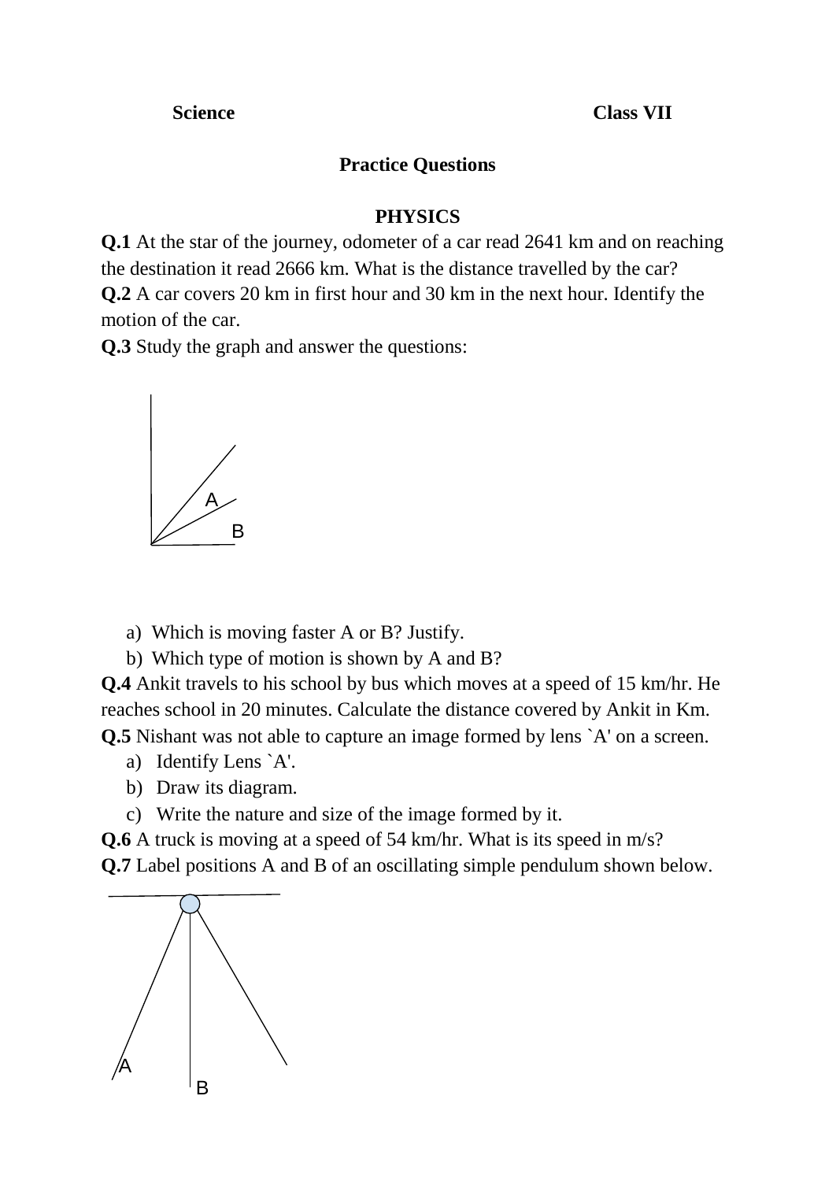**Science** **Class VII**

## Practice Questions

### PHYSICS

**Q.1** At the star of the journey, odometer of a car read 2641 km and on reaching the destination it read 2666 km. What is the distance travelled by the car?

**Q.2** A car covers 20 km in first hour and 30 km in the next hour. Identify the motion of the car.

**Q.3** Study the graph and answer the questions:

A

B

a) Which is moving faster A or B? Justify.

b) Which type of motion is shown by A and B?

**Q.4** Ankit travels to his school by bus which moves at a speed of 15 km/hr. He reaches school in 20 minutes. Calculate the distance covered by Ankit in Km.

**Q.5** Nishant was not able to capture an image formed by lens `A' on a screen.

a) Identify Lens `A'.

b) Draw its diagram.

c) Write the nature and size of the image formed by it.

**Q.6** A truck is moving at a speed of 54 km/hr. What is its speed in m/s?

**Q.7** Label positions A and B of an oscillating simple pendulum shown below.

A

B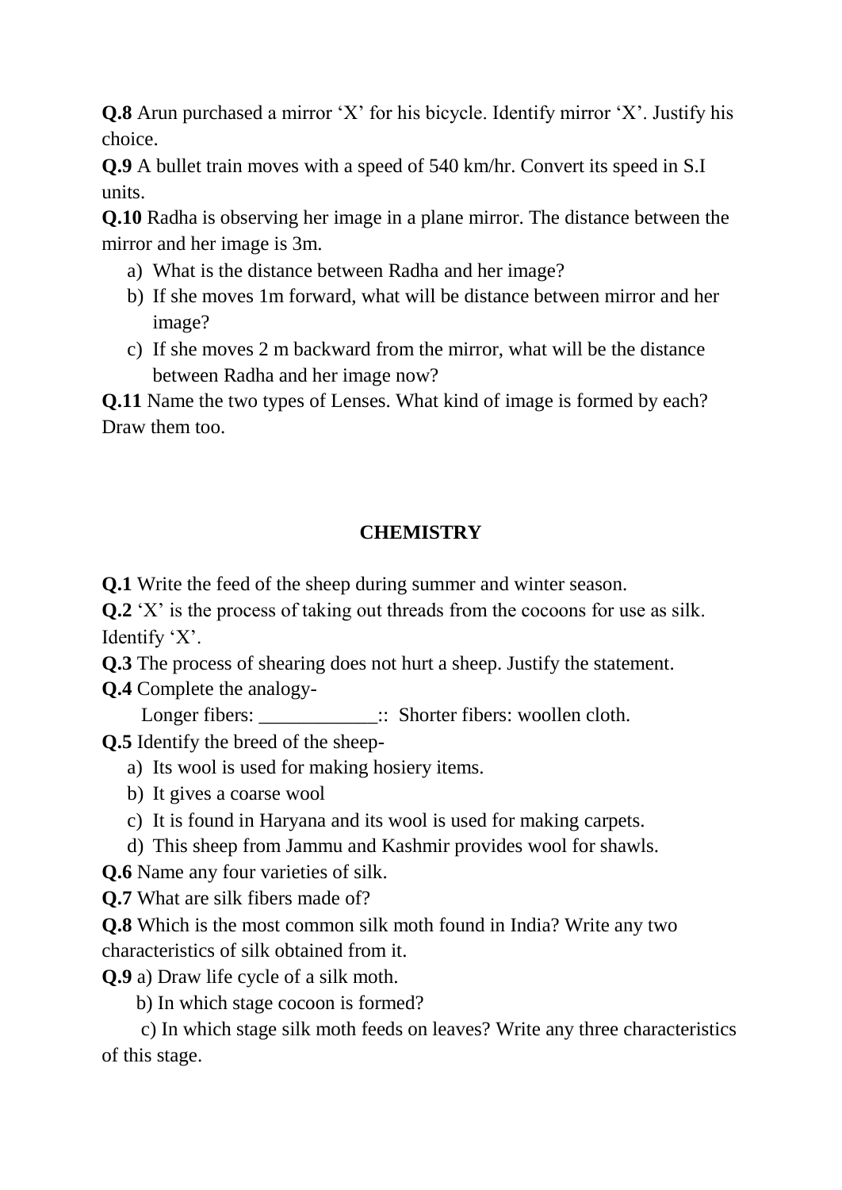**Q.8** Arun purchased a mirror 'X' for his bicycle. Identify mirror 'X'. Justify his choice.

**Q.9** A bullet train moves with a speed of 540 km/hr. Convert its speed in S.I units.

**Q.10** Radha is observing her image in a plane mirror. The distance between the mirror and her image is 3m.

a) What is the distance between Radha and her image?
b) If she moves 1m forward, what will be distance between mirror and her image?
c) If she moves 2 m backward from the mirror, what will be the distance between Radha and her image now?

**Q.11** Name the two types of Lenses. What kind of image is formed by each? Draw them too.

## CHEMISTRY

**Q.1** Write the feed of the sheep during summer and winter season.

**Q.2** 'X' is the process of taking out threads from the cocoons for use as silk. Identify 'X'.

**Q.3** The process of shearing does not hurt a sheep. Justify the statement.

**Q.4** Complete the analogy-

Longer fibers: ____________:: Shorter fibers: woollen cloth.

**Q.5** Identify the breed of the sheep-

a) Its wool is used for making hosiery items.
b) It gives a coarse wool
c) It is found in Haryana and its wool is used for making carpets.
d) This sheep from Jammu and Kashmir provides wool for shawls.

**Q.6** Name any four varieties of silk.

**Q.7** What are silk fibers made of?

**Q.8** Which is the most common silk moth found in India? Write any two characteristics of silk obtained from it.

**Q.9** a) Draw life cycle of a silk moth.

b) In which stage cocoon is formed?

c) In which stage silk moth feeds on leaves? Write any three characteristics of this stage.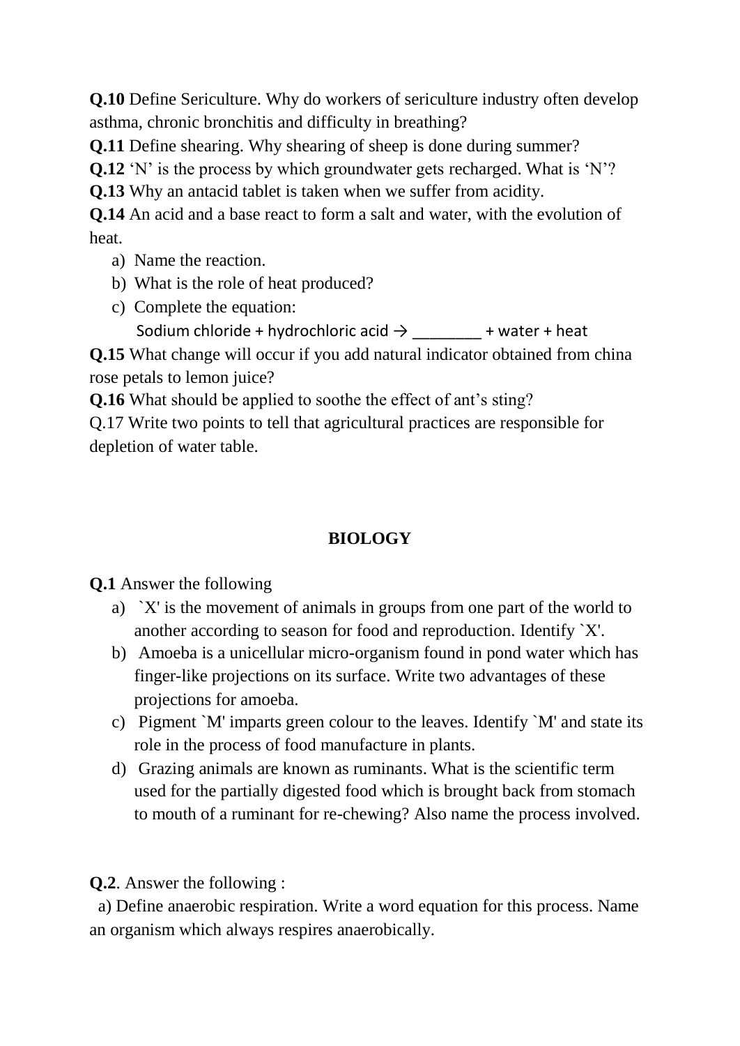**Q.10** Define Sericulture. Why do workers of sericulture industry often develop asthma, chronic bronchitis and difficulty in breathing?

**Q.11** Define shearing. Why shearing of sheep is done during summer?

**Q.12** 'N' is the process by which groundwater gets recharged. What is 'N'?

**Q.13** Why an antacid tablet is taken when we suffer from acidity.

**Q.14** An acid and a base react to form a salt and water, with the evolution of heat.

a) Name the reaction.

b) What is the role of heat produced?

c) Complete the equation:

Sodium chloride + hydrochloric acid → ________ + water + heat

**Q.15** What change will occur if you add natural indicator obtained from china rose petals to lemon juice?

**Q.16** What should be applied to soothe the effect of ant's sting?

Q.17 Write two points to tell that agricultural practices are responsible for depletion of water table.

## BIOLOGY

**Q.1** Answer the following

a) `X' is the movement of animals in groups from one part of the world to another according to season for food and reproduction. Identify `X'.

b) Amoeba is a unicellular micro-organism found in pond water which has finger-like projections on its surface. Write two advantages of these projections for amoeba.

c) Pigment `M' imparts green colour to the leaves. Identify `M' and state its role in the process of food manufacture in plants.

d) Grazing animals are known as ruminants. What is the scientific term used for the partially digested food which is brought back from stomach to mouth of a ruminant for re-chewing? Also name the process involved.

**Q.2**. Answer the following :

a) Define anaerobic respiration. Write a word equation for this process. Name an organism which always respires anaerobically.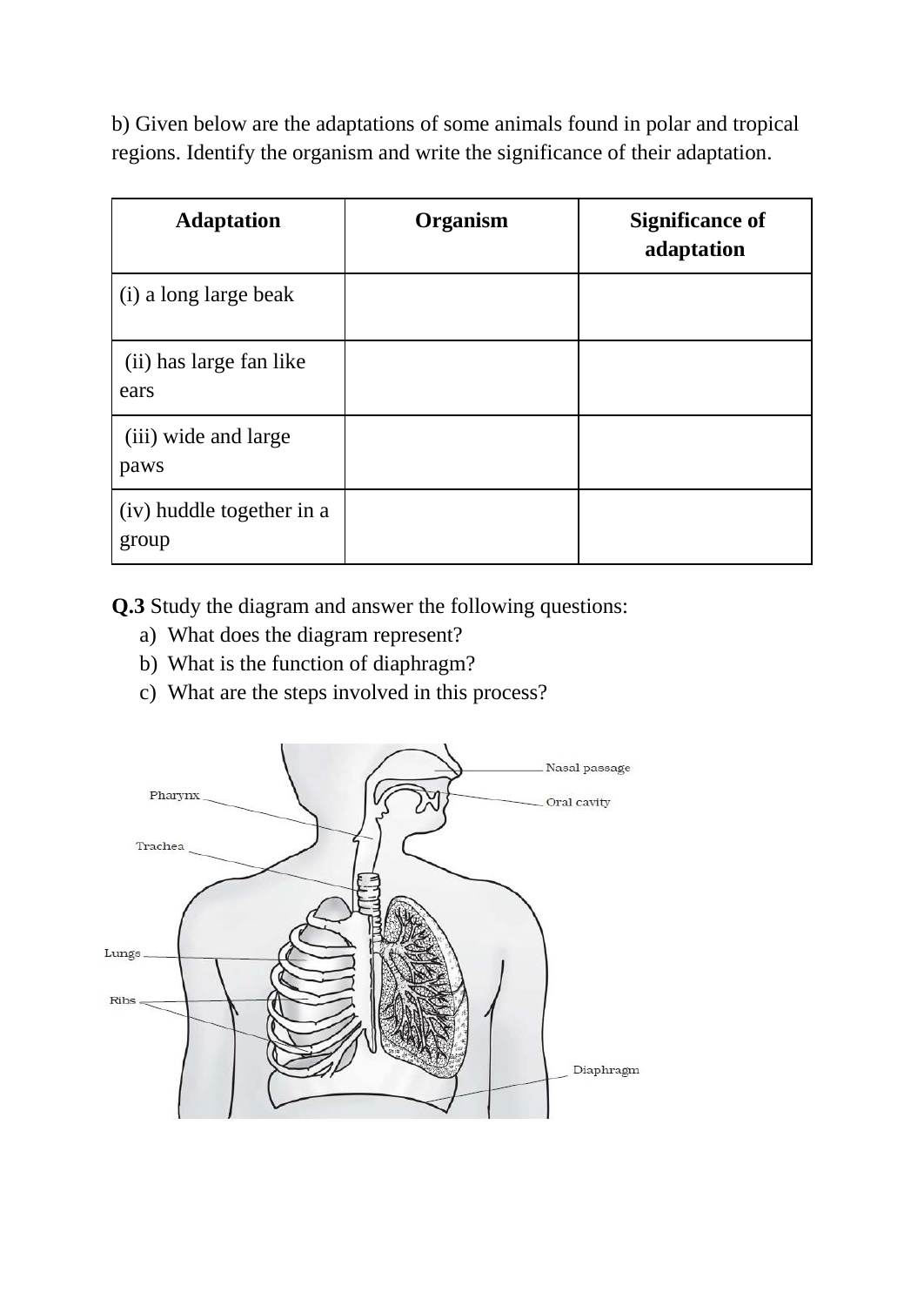b) Given below are the adaptations of some animals found in polar and tropical regions. Identify the organism and write the significance of their adaptation.

| Adaptation | Organism | Significance of adaptation |
| --- | --- | --- |
| (i) a long large beak | | |
| (ii) has large fan like ears | | |
| (iii) wide and large paws | | |
| (iv) huddle together in a group | | |

**Q.3** Study the diagram and answer the following questions:

a) What does the diagram represent?
b) What is the function of diaphragm?
c) What are the steps involved in this process?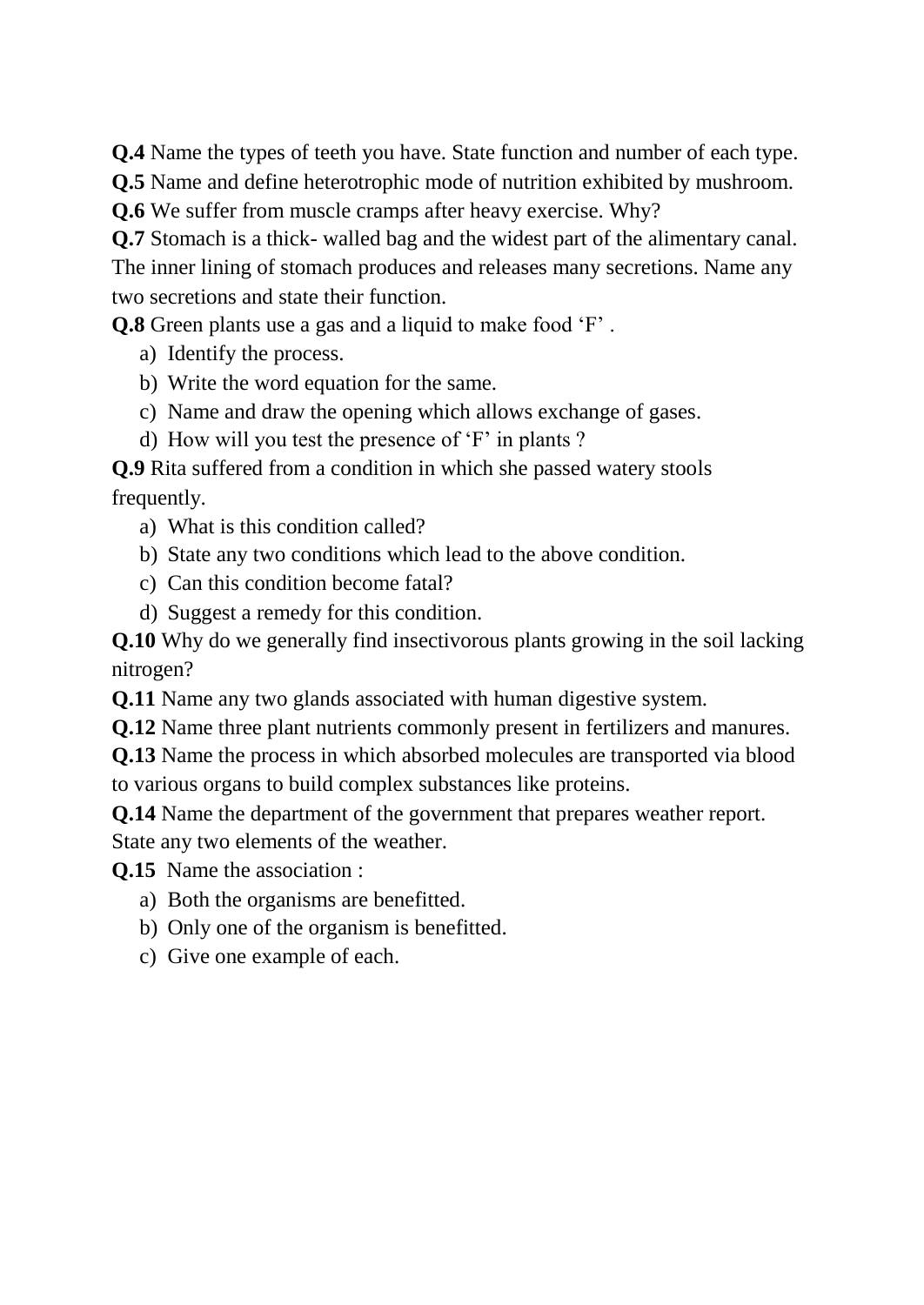**Q.4** Name the types of teeth you have. State function and number of each type.

**Q.5** Name and define heterotrophic mode of nutrition exhibited by mushroom.

**Q.6** We suffer from muscle cramps after heavy exercise. Why?

**Q.7** Stomach is a thick- walled bag and the widest part of the alimentary canal. The inner lining of stomach produces and releases many secretions. Name any two secretions and state their function.

**Q.8** Green plants use a gas and a liquid to make food 'F' .

a) Identify the process.
b) Write the word equation for the same.
c) Name and draw the opening which allows exchange of gases.
d) How will you test the presence of 'F' in plants ?

**Q.9** Rita suffered from a condition in which she passed watery stools frequently.

a) What is this condition called?
b) State any two conditions which lead to the above condition.
c) Can this condition become fatal?
d) Suggest a remedy for this condition.

**Q.10** Why do we generally find insectivorous plants growing in the soil lacking nitrogen?

**Q.11** Name any two glands associated with human digestive system.

**Q.12** Name three plant nutrients commonly present in fertilizers and manures.

**Q.13** Name the process in which absorbed molecules are transported via blood to various organs to build complex substances like proteins.

**Q.14** Name the department of the government that prepares weather report. State any two elements of the weather.

**Q.15** Name the association :

a) Both the organisms are benefitted.
b) Only one of the organism is benefitted.
c) Give one example of each.